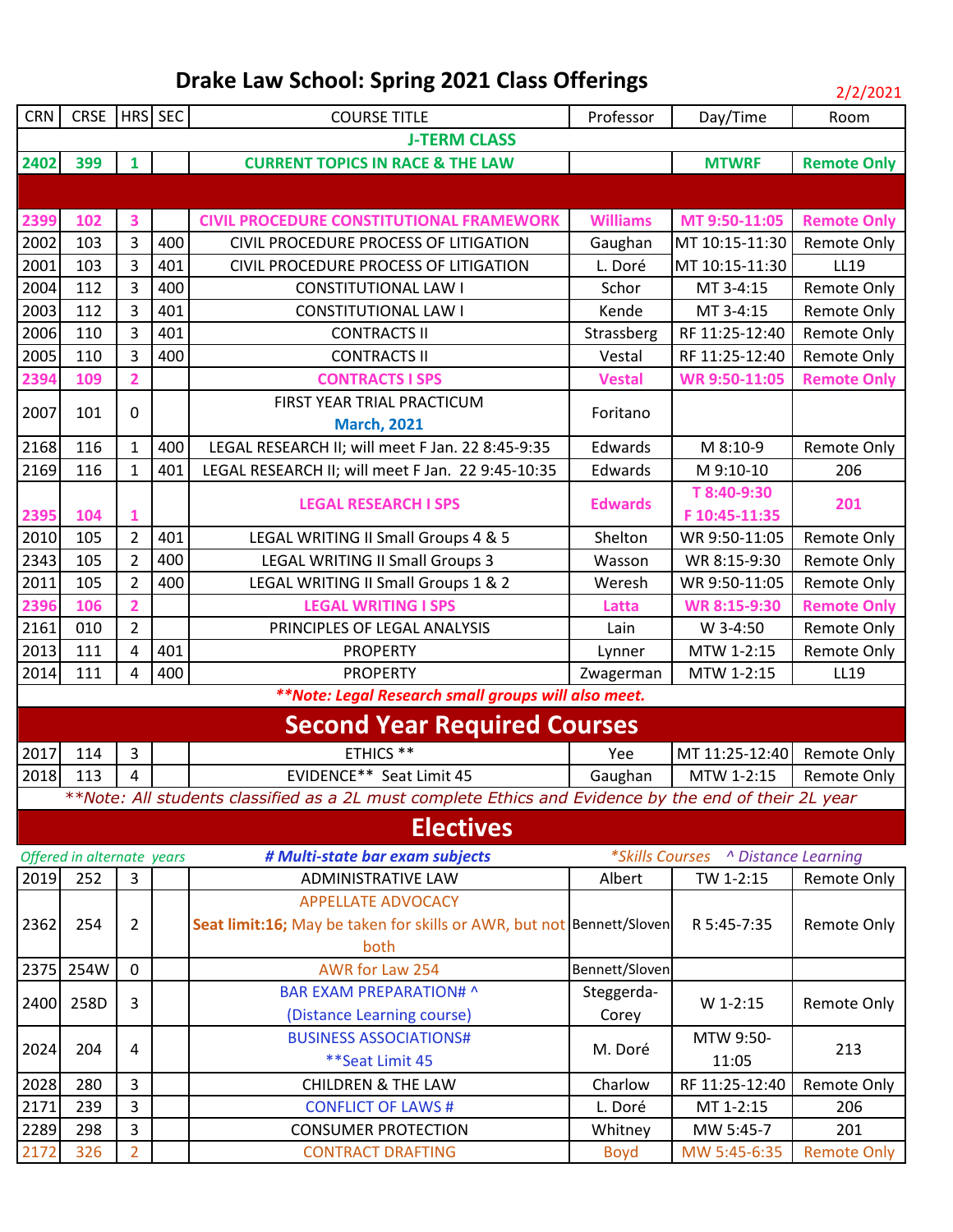# Drake Law School: Spring 2021 Class Offerings

2/2/2021

| CRN | CRSE | HRS | SEC | COURSE TITLE | Professor | Day/Time | Room |
|---|---|---|---|---|---|---|---|
| | | | | **J-TERM CLASS** | | | |
| 2402 | 399 | 1 | | CURRENT TOPICS IN RACE & THE LAW | | MTWRF | Remote Only |
| | | | | | | | |
| 2399 | 102 | 3 | | CIVIL PROCEDURE CONSTITUTIONAL FRAMEWORK | Williams | MT 9:50-11:05 | Remote Only |
| 2002 | 103 | 3 | 400 | CIVIL PROCEDURE PROCESS OF LITIGATION | Gaughan | MT 10:15-11:30 | Remote Only |
| 2001 | 103 | 3 | 401 | CIVIL PROCEDURE PROCESS OF LITIGATION | L. Doré | MT 10:15-11:30 | LL19 |
| 2004 | 112 | 3 | 400 | CONSTITUTIONAL LAW I | Schor | MT 3-4:15 | Remote Only |
| 2003 | 112 | 3 | 401 | CONSTITUTIONAL LAW I | Kende | MT 3-4:15 | Remote Only |
| 2006 | 110 | 3 | 401 | CONTRACTS II | Strassberg | RF 11:25-12:40 | Remote Only |
| 2005 | 110 | 3 | 400 | CONTRACTS II | Vestal | RF 11:25-12:40 | Remote Only |
| 2394 | 109 | 2 | | CONTRACTS I SPS | Vestal | WR 9:50-11:05 | Remote Only |
| 2007 | 101 | 0 | | FIRST YEAR TRIAL PRACTICUM March, 2021 | Foritano | | |
| 2168 | 116 | 1 | 400 | LEGAL RESEARCH II; will meet F Jan. 22 8:45-9:35 | Edwards | M 8:10-9 | Remote Only |
| 2169 | 116 | 1 | 401 | LEGAL RESEARCH II; will meet F Jan. 22 9:45-10:35 | Edwards | M 9:10-10 | 206 |
| 2395 | 104 | 1 | | LEGAL RESEARCH I SPS | Edwards | T 8:40-9:30 F 10:45-11:35 | 201 |
| 2010 | 105 | 2 | 401 | LEGAL WRITING II Small Groups 4 & 5 | Shelton | WR 9:50-11:05 | Remote Only |
| 2343 | 105 | 2 | 400 | LEGAL WRITING II Small Groups 3 | Wasson | WR 8:15-9:30 | Remote Only |
| 2011 | 105 | 2 | 400 | LEGAL WRITING II Small Groups 1 & 2 | Weresh | WR 9:50-11:05 | Remote Only |
| 2396 | 106 | 2 | | LEGAL WRITING I SPS | Latta | WR 8:15-9:30 | Remote Only |
| 2161 | 010 | 2 | | PRINCIPLES OF LEGAL ANALYSIS | Lain | W 3-4:50 | Remote Only |
| 2013 | 111 | 4 | 401 | PROPERTY | Lynner | MTW 1-2:15 | Remote Only |
| 2014 | 111 | 4 | 400 | PROPERTY | Zwagerman | MTW 1-2:15 | LL19 |
| | | | | ***\*\*Note: Legal Research small groups will also meet.*** | | | |
| | | | | **Second Year Required Courses** | | | |
| 2017 | 114 | 3 | | ETHICS ** | Yee | MT 11:25-12:40 | Remote Only |
| 2018 | 113 | 4 | | EVIDENCE** Seat Limit 45 | Gaughan | MTW 1-2:15 | Remote Only |
| | | | | *\*\*Note: All students classified as a 2L must complete Ethics and Evidence by the end of their 2L year* | | | |
| | | | | **Electives** | | | |
| *Offered in alternate years* | | | | ***# Multi-state bar exam subjects*** | *\*Skills Courses* | *^ Distance Learning* | |
| 2019 | 252 | 3 | | ADMINISTRATIVE LAW | Albert | TW 1-2:15 | Remote Only |
| 2362 | 254 | 2 | | APPELLATE ADVOCACY **Seat limit:16;** May be taken for skills or AWR, but not both | Bennett/Sloven | R 5:45-7:35 | Remote Only |
| 2375 | 254W | 0 | | AWR for Law 254 | Bennett/Sloven | | |
| 2400 | 258D | 3 | | BAR EXAM PREPARATION# ^ (Distance Learning course) | Steggerda-Corey | W 1-2:15 | Remote Only |
| 2024 | 204 | 4 | | BUSINESS ASSOCIATIONS# **Seat Limit 45 | M. Doré | MTW 9:50-11:05 | 213 |
| 2028 | 280 | 3 | | CHILDREN & THE LAW | Charlow | RF 11:25-12:40 | Remote Only |
| 2171 | 239 | 3 | | CONFLICT OF LAWS # | L. Doré | MT 1-2:15 | 206 |
| 2289 | 298 | 3 | | CONSUMER PROTECTION | Whitney | MW 5:45-7 | 201 |
| 2172 | 326 | 2 | | CONTRACT DRAFTING | Boyd | MW 5:45-6:35 | Remote Only |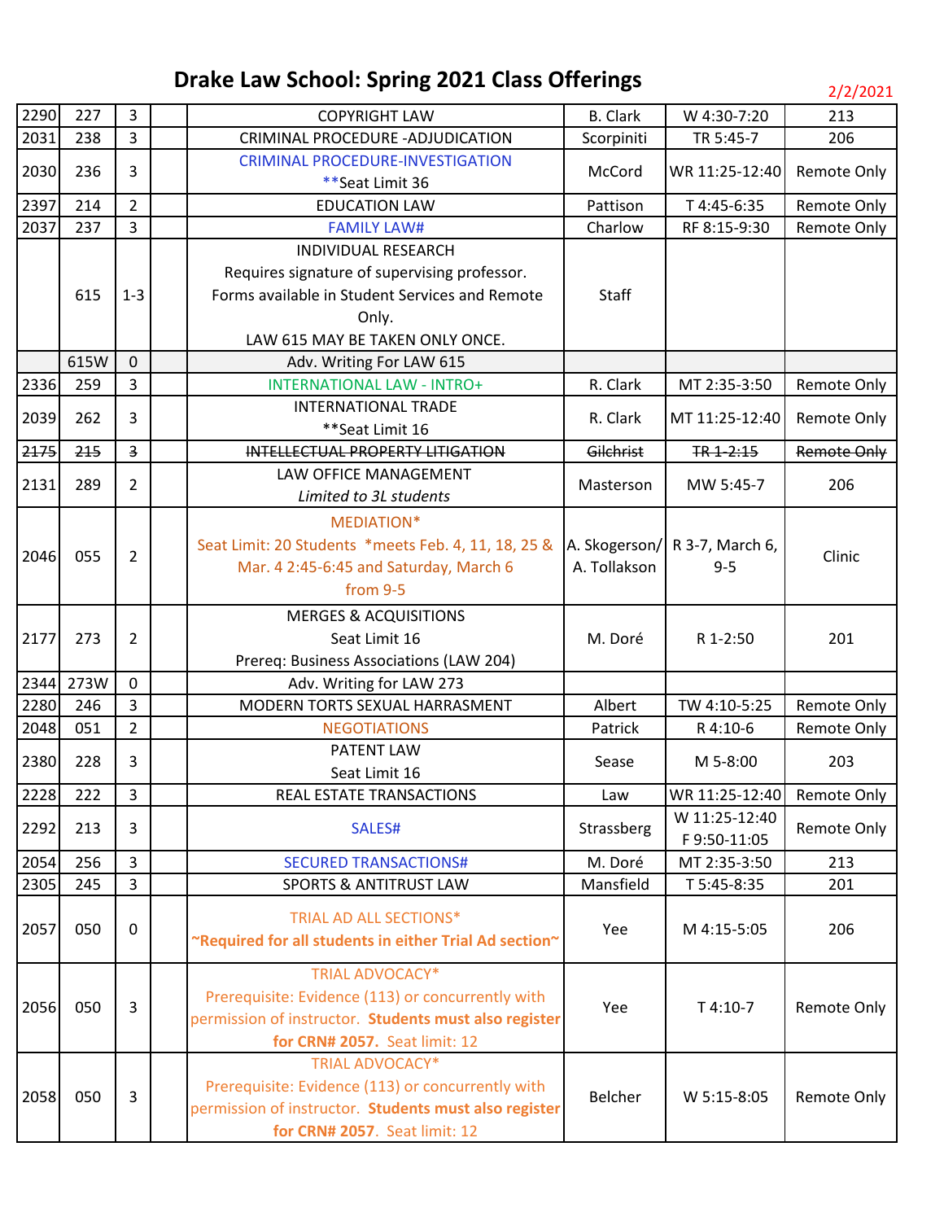# Drake Law School: Spring 2021 Class Offerings

2/2/2021

| | | | | | | | |
|---|---|---|---|---|---|---|---|
| 2290 | 227 | 3 | | COPYRIGHT LAW | B. Clark | W 4:30-7:20 | 213 |
| 2031 | 238 | 3 | | CRIMINAL PROCEDURE -ADJUDICATION | Scorpiniti | TR 5:45-7 | 206 |
| 2030 | 236 | 3 | | CRIMINAL PROCEDURE-INVESTIGATION<br>**Seat Limit 36 | McCord | WR 11:25-12:40 | Remote Only |
| 2397 | 214 | 2 | | EDUCATION LAW | Pattison | T 4:45-6:35 | Remote Only |
| 2037 | 237 | 3 | | FAMILY LAW# | Charlow | RF 8:15-9:30 | Remote Only |
| | 615 | 1-3 | | INDIVIDUAL RESEARCH<br>Requires signature of supervising professor.<br>Forms available in Student Services and Remote Only.<br>LAW 615 MAY BE TAKEN ONLY ONCE. | Staff | | |
| | 615W | 0 | | Adv. Writing For LAW 615 | | | |
| 2336 | 259 | 3 | | INTERNATIONAL LAW - INTRO+ | R. Clark | MT 2:35-3:50 | Remote Only |
| 2039 | 262 | 3 | | INTERNATIONAL TRADE<br>**Seat Limit 16 | R. Clark | MT 11:25-12:40 | Remote Only |
| ~~2175~~ | ~~215~~ | ~~3~~ | | ~~INTELLECTUAL PROPERTY LITIGATION~~ | ~~Gilchrist~~ | ~~TR 1-2:15~~ | ~~Remote Only~~ |
| 2131 | 289 | 2 | | LAW OFFICE MANAGEMENT<br>*Limited to 3L students* | Masterson | MW 5:45-7 | 206 |
| 2046 | 055 | 2 | | MEDIATION*<br>Seat Limit: 20 Students *meets Feb. 4, 11, 18, 25 & Mar. 4 2:45-6:45 and Saturday, March 6 from 9-5 | A. Skogerson/ A. Tollakson | R 3-7, March 6, 9-5 | Clinic |
| 2177 | 273 | 2 | | MERGES & ACQUISITIONS<br>Seat Limit 16<br>Prereq: Business Associations (LAW 204) | M. Doré | R 1-2:50 | 201 |
| 2344 | 273W | 0 | | Adv. Writing for LAW 273 | | | |
| 2280 | 246 | 3 | | MODERN TORTS SEXUAL HARRASMENT | Albert | TW 4:10-5:25 | Remote Only |
| 2048 | 051 | 2 | | NEGOTIATIONS | Patrick | R 4:10-6 | Remote Only |
| 2380 | 228 | 3 | | PATENT LAW<br>Seat Limit 16 | Sease | M 5-8:00 | 203 |
| 2228 | 222 | 3 | | REAL ESTATE TRANSACTIONS | Law | WR 11:25-12:40 | Remote Only |
| 2292 | 213 | 3 | | SALES# | Strassberg | W 11:25-12:40<br>F 9:50-11:05 | Remote Only |
| 2054 | 256 | 3 | | SECURED TRANSACTIONS# | M. Doré | MT 2:35-3:50 | 213 |
| 2305 | 245 | 3 | | SPORTS & ANTITRUST LAW | Mansfield | T 5:45-8:35 | 201 |
| 2057 | 050 | 0 | | TRIAL AD ALL SECTIONS*<br>**~Required for all students in either Trial Ad section~** | Yee | M 4:15-5:05 | 206 |
| 2056 | 050 | 3 | | TRIAL ADVOCACY*<br>Prerequisite: Evidence (113) or concurrently with permission of instructor. **Students must also register for CRN# 2057.** Seat limit: 12 | Yee | T 4:10-7 | Remote Only |
| 2058 | 050 | 3 | | TRIAL ADVOCACY*<br>Prerequisite: Evidence (113) or concurrently with permission of instructor. **Students must also register for CRN# 2057.** Seat limit: 12 | Belcher | W 5:15-8:05 | Remote Only |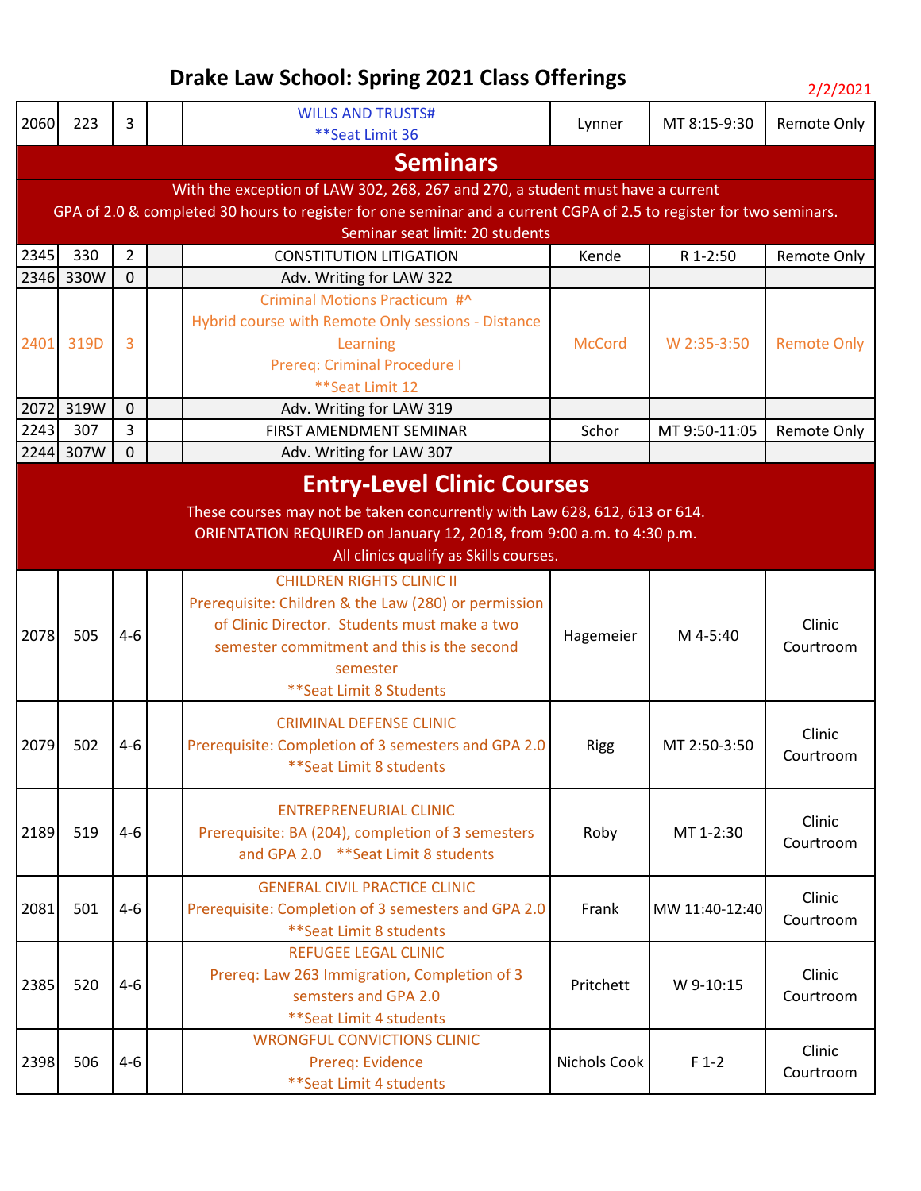# Drake Law School: Spring 2021 Class Offerings

2/2/2021

| | | | | | | | |
|---|---|---|---|---|---|---|---|
| 2060 | 223 | 3 | | WILLS AND TRUSTS#<br>**Seat Limit 36 | Lynner | MT 8:15-9:30 | Remote Only |

## Seminars

With the exception of LAW 302, 268, 267 and 270, a student must have a current GPA of 2.0 & completed 30 hours to register for one seminar and a current CGPA of 2.5 to register for two seminars.
Seminar seat limit: 20 students

| | | | | | | | |
|---|---|---|---|---|---|---|---|
| 2345 | 330 | 2 | | CONSTITUTION LITIGATION | Kende | R 1-2:50 | Remote Only |
| 2346 | 330W | 0 | | Adv. Writing for LAW 322 | | | |
| 2401 | 319D | 3 | | Criminal Motions Practicum #^<br>Hybrid course with Remote Only sessions - Distance Learning<br>Prereq: Criminal Procedure I<br>**Seat Limit 12 | McCord | W 2:35-3:50 | Remote Only |
| 2072 | 319W | 0 | | Adv. Writing for LAW 319 | | | |
| 2243 | 307 | 3 | | FIRST AMENDMENT SEMINAR | Schor | MT 9:50-11:05 | Remote Only |
| 2244 | 307W | 0 | | Adv. Writing for LAW 307 | | | |

## Entry-Level Clinic Courses

These courses may not be taken concurrently with Law 628, 612, 613 or 614.
ORIENTATION REQUIRED on January 12, 2018, from 9:00 a.m. to 4:30 p.m.
All clinics qualify as Skills courses.

| | | | | | | | |
|---|---|---|---|---|---|---|---|
| 2078 | 505 | 4-6 | | CHILDREN RIGHTS CLINIC II<br>Prerequisite: Children & the Law (280) or permission of Clinic Director. Students must make a two semester commitment and this is the second semester<br>**Seat Limit 8 Students | Hagemeier | M 4-5:40 | Clinic Courtroom |
| 2079 | 502 | 4-6 | | CRIMINAL DEFENSE CLINIC<br>Prerequisite: Completion of 3 semesters and GPA 2.0<br>**Seat Limit 8 students | Rigg | MT 2:50-3:50 | Clinic Courtroom |
| 2189 | 519 | 4-6 | | ENTREPRENEURIAL CLINIC<br>Prerequisite: BA (204), completion of 3 semesters and GPA 2.0 **Seat Limit 8 students | Roby | MT 1-2:30 | Clinic Courtroom |
| 2081 | 501 | 4-6 | | GENERAL CIVIL PRACTICE CLINIC<br>Prerequisite: Completion of 3 semesters and GPA 2.0<br>**Seat Limit 8 students | Frank | MW 11:40-12:40 | Clinic Courtroom |
| 2385 | 520 | 4-6 | | REFUGEE LEGAL CLINIC<br>Prereq: Law 263 Immigration, Completion of 3 semsters and GPA 2.0<br>**Seat Limit 4 students | Pritchett | W 9-10:15 | Clinic Courtroom |
| 2398 | 506 | 4-6 | | WRONGFUL CONVICTIONS CLINIC<br>Prereq: Evidence<br>**Seat Limit 4 students | Nichols Cook | F 1-2 | Clinic Courtroom |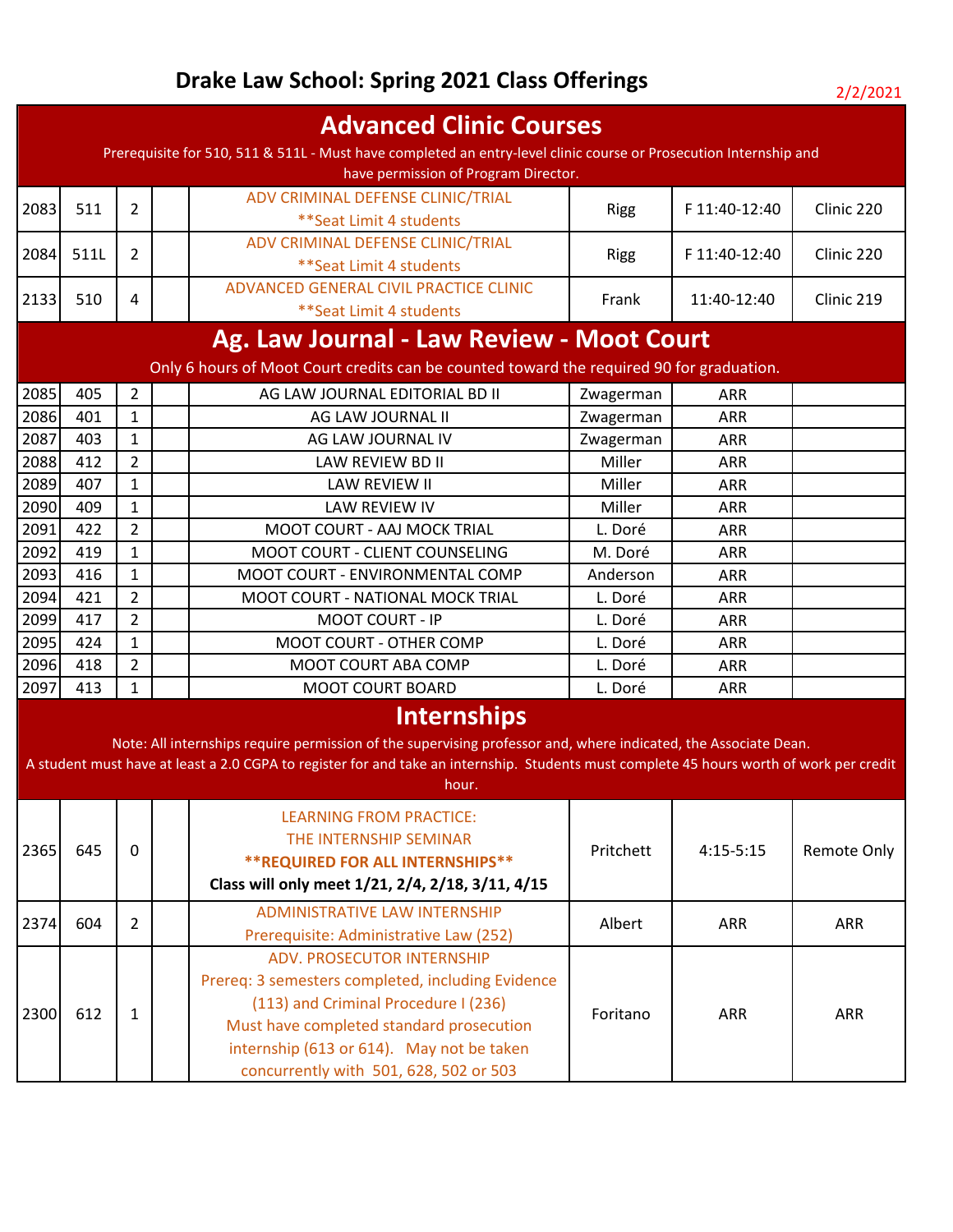# Drake Law School: Spring 2021 Class Offerings

2/2/2021

## Advanced Clinic Courses

Prerequisite for 510, 511 & 511L - Must have completed an entry-level clinic course or Prosecution Internship and have permission of Program Director.

| | | | | | | | |
|---|---|---|---|---|---|---|---|
| 2083 | 511 | 2 | | ADV CRIMINAL DEFENSE CLINIC/TRIAL **Seat Limit 4 students | Rigg | F 11:40-12:40 | Clinic 220 |
| 2084 | 511L | 2 | | ADV CRIMINAL DEFENSE CLINIC/TRIAL **Seat Limit 4 students | Rigg | F 11:40-12:40 | Clinic 220 |
| 2133 | 510 | 4 | | ADVANCED GENERAL CIVIL PRACTICE CLINIC **Seat Limit 4 students | Frank | 11:40-12:40 | Clinic 219 |

## Ag. Law Journal - Law Review - Moot Court

Only 6 hours of Moot Court credits can be counted toward the required 90 for graduation.

| | | | | | | | |
|---|---|---|---|---|---|---|---|
| 2085 | 405 | 2 | | AG LAW JOURNAL EDITORIAL BD II | Zwagerman | ARR | |
| 2086 | 401 | 1 | | AG LAW JOURNAL II | Zwagerman | ARR | |
| 2087 | 403 | 1 | | AG LAW JOURNAL IV | Zwagerman | ARR | |
| 2088 | 412 | 2 | | LAW REVIEW BD II | Miller | ARR | |
| 2089 | 407 | 1 | | LAW REVIEW II | Miller | ARR | |
| 2090 | 409 | 1 | | LAW REVIEW IV | Miller | ARR | |
| 2091 | 422 | 2 | | MOOT COURT - AAJ MOCK TRIAL | L. Doré | ARR | |
| 2092 | 419 | 1 | | MOOT COURT - CLIENT COUNSELING | M. Doré | ARR | |
| 2093 | 416 | 1 | | MOOT COURT - ENVIRONMENTAL COMP | Anderson | ARR | |
| 2094 | 421 | 2 | | MOOT COURT - NATIONAL MOCK TRIAL | L. Doré | ARR | |
| 2099 | 417 | 2 | | MOOT COURT - IP | L. Doré | ARR | |
| 2095 | 424 | 1 | | MOOT COURT - OTHER COMP | L. Doré | ARR | |
| 2096 | 418 | 2 | | MOOT COURT ABA COMP | L. Doré | ARR | |
| 2097 | 413 | 1 | | MOOT COURT BOARD | L. Doré | ARR | |

## Internships

Note: All internships require permission of the supervising professor and, where indicated, the Associate Dean.
A student must have at least a 2.0 CGPA to register for and take an internship. Students must complete 45 hours worth of work per credit hour.

| | | | | | | | |
|---|---|---|---|---|---|---|---|
| 2365 | 645 | 0 | | LEARNING FROM PRACTICE: THE INTERNSHIP SEMINAR **REQUIRED FOR ALL INTERNSHIPS** **Class will only meet 1/21, 2/4, 2/18, 3/11, 4/15** | Pritchett | 4:15-5:15 | Remote Only |
| 2374 | 604 | 2 | | ADMINISTRATIVE LAW INTERNSHIP Prerequisite: Administrative Law (252) | Albert | ARR | ARR |
| 2300 | 612 | 1 | | ADV. PROSECUTOR INTERNSHIP Prereq: 3 semesters completed, including Evidence (113) and Criminal Procedure I (236) Must have completed standard prosecution internship (613 or 614). May not be taken concurrently with 501, 628, 502 or 503 | Foritano | ARR | ARR |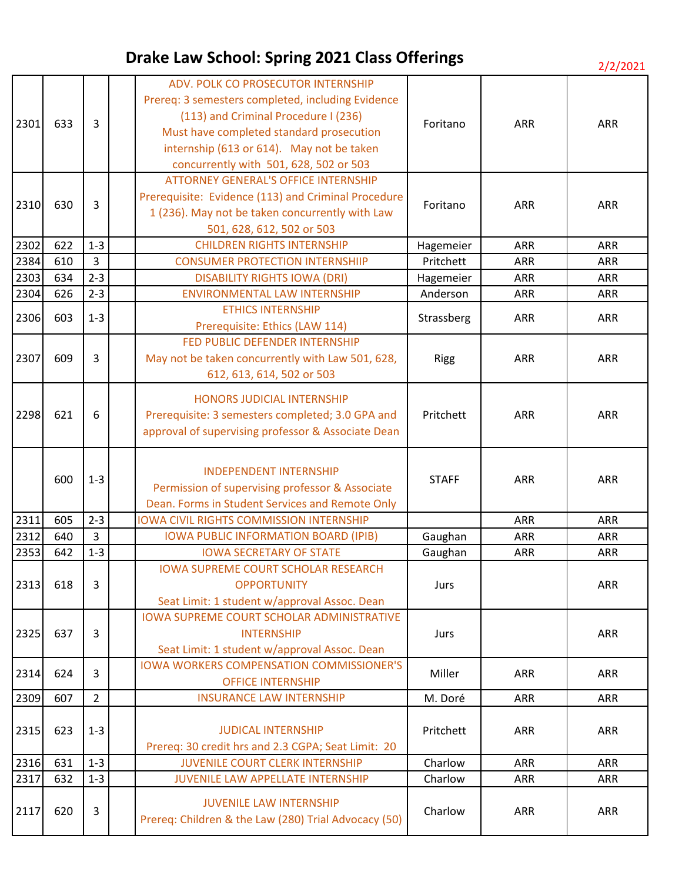# Drake Law School: Spring 2021 Class Offerings

2/2/2021

| | | | | | | | |
|---|---|---|---|---|---|---|---|
| 2301 | 633 | 3 | | ADV. POLK CO PROSECUTOR INTERNSHIP<br>Prereq: 3 semesters completed, including Evidence (113) and Criminal Procedure I (236)<br>Must have completed standard prosecution internship (613 or 614). May not be taken concurrently with 501, 628, 502 or 503 | Foritano | ARR | ARR |
| 2310 | 630 | 3 | | ATTORNEY GENERAL'S OFFICE INTERNSHIP<br>Prerequisite: Evidence (113) and Criminal Procedure 1 (236). May not be taken concurrently with Law 501, 628, 612, 502 or 503 | Foritano | ARR | ARR |
| 2302 | 622 | 1-3 | | CHILDREN RIGHTS INTERNSHIP | Hagemeier | ARR | ARR |
| 2384 | 610 | 3 | | CONSUMER PROTECTION INTERNSHIIP | Pritchett | ARR | ARR |
| 2303 | 634 | 2-3 | | DISABILITY RIGHTS IOWA (DRI) | Hagemeier | ARR | ARR |
| 2304 | 626 | 2-3 | | ENVIRONMENTAL LAW INTERNSHIP | Anderson | ARR | ARR |
| 2306 | 603 | 1-3 | | ETHICS INTERNSHIP<br>Prerequisite: Ethics (LAW 114) | Strassberg | ARR | ARR |
| 2307 | 609 | 3 | | FED PUBLIC DEFENDER INTERNSHIP<br>May not be taken concurrently with Law 501, 628, 612, 613, 614, 502 or 503 | Rigg | ARR | ARR |
| 2298 | 621 | 6 | | HONORS JUDICIAL INTERNSHIP<br>Prerequisite: 3 semesters completed; 3.0 GPA and approval of supervising professor & Associate Dean | Pritchett | ARR | ARR |
| | 600 | 1-3 | | INDEPENDENT INTERNSHIP<br>Permission of supervising professor & Associate Dean. Forms in Student Services and Remote Only | STAFF | ARR | ARR |
| 2311 | 605 | 2-3 | | IOWA CIVIL RIGHTS COMMISSION INTERNSHIP | | ARR | ARR |
| 2312 | 640 | 3 | | IOWA PUBLIC INFORMATION BOARD (IPIB) | Gaughan | ARR | ARR |
| 2353 | 642 | 1-3 | | IOWA SECRETARY OF STATE | Gaughan | ARR | ARR |
| 2313 | 618 | 3 | | IOWA SUPREME COURT SCHOLAR RESEARCH OPPORTUNITY<br>Seat Limit: 1 student w/approval Assoc. Dean | Jurs | | ARR |
| 2325 | 637 | 3 | | IOWA SUPREME COURT SCHOLAR ADMINISTRATIVE INTERNSHIP<br>Seat Limit: 1 student w/approval Assoc. Dean | Jurs | | ARR |
| 2314 | 624 | 3 | | IOWA WORKERS COMPENSATION COMMISSIONER'S OFFICE INTERNSHIP | Miller | ARR | ARR |
| 2309 | 607 | 2 | | INSURANCE LAW INTERNSHIP | M. Doré | ARR | ARR |
| 2315 | 623 | 1-3 | | JUDICAL INTERNSHIP<br>Prereq: 30 credit hrs and 2.3 CGPA; Seat Limit: 20 | Pritchett | ARR | ARR |
| 2316 | 631 | 1-3 | | JUVENILE COURT CLERK INTERNSHIP | Charlow | ARR | ARR |
| 2317 | 632 | 1-3 | | JUVENILE LAW APPELLATE INTERNSHIP | Charlow | ARR | ARR |
| 2117 | 620 | 3 | | JUVENILE LAW INTERNSHIP<br>Prereq: Children & the Law (280) Trial Advocacy (50) | Charlow | ARR | ARR |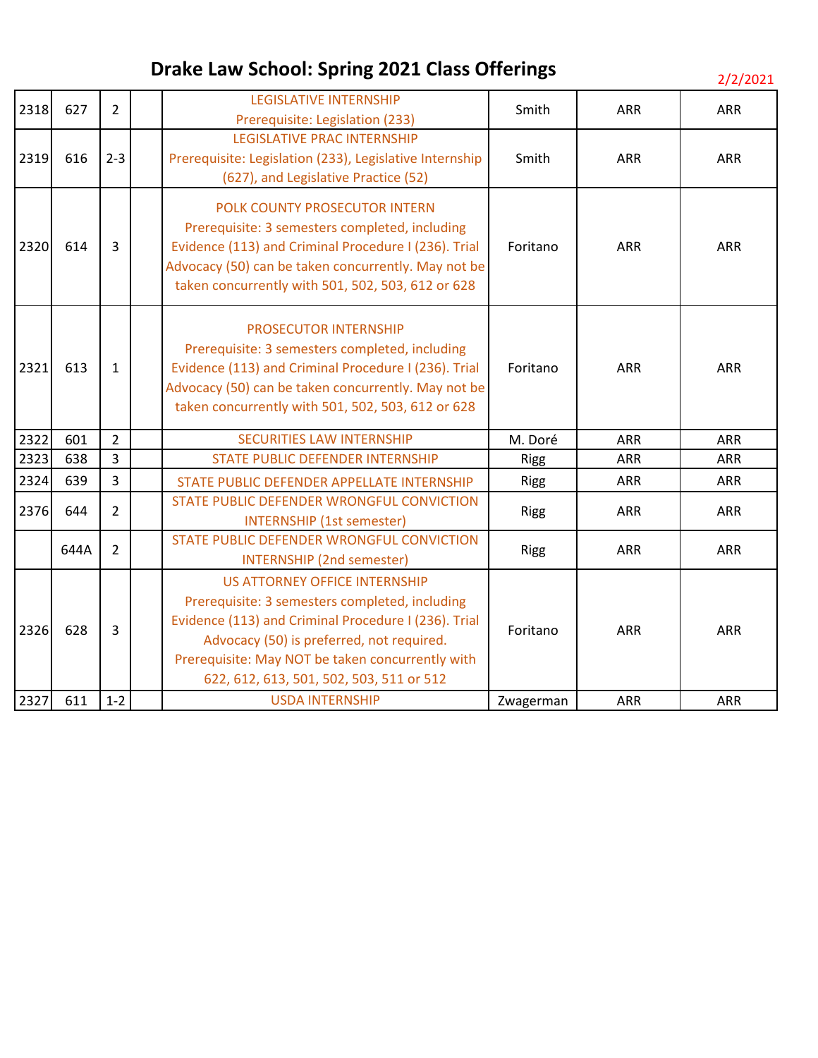# Drake Law School: Spring 2021 Class Offerings

2/2/2021

| | | | | | | | |
|---|---|---|---|---|---|---|---|
| 2318 | 627 | 2 | | LEGISLATIVE INTERNSHIP<br>Prerequisite: Legislation (233) | Smith | ARR | ARR |
| 2319 | 616 | 2-3 | | LEGISLATIVE PRAC INTERNSHIP<br>Prerequisite: Legislation (233), Legislative Internship (627), and Legislative Practice (52) | Smith | ARR | ARR |
| 2320 | 614 | 3 | | POLK COUNTY PROSECUTOR INTERN<br>Prerequisite: 3 semesters completed, including Evidence (113) and Criminal Procedure I (236). Trial Advocacy (50) can be taken concurrently. May not be taken concurrently with 501, 502, 503, 612 or 628 | Foritano | ARR | ARR |
| 2321 | 613 | 1 | | PROSECUTOR INTERNSHIP<br>Prerequisite: 3 semesters completed, including Evidence (113) and Criminal Procedure I (236). Trial Advocacy (50) can be taken concurrently. May not be taken concurrently with 501, 502, 503, 612 or 628 | Foritano | ARR | ARR |
| 2322 | 601 | 2 | | SECURITIES LAW INTERNSHIP | M. Doré | ARR | ARR |
| 2323 | 638 | 3 | | STATE PUBLIC DEFENDER INTERNSHIP | Rigg | ARR | ARR |
| 2324 | 639 | 3 | | STATE PUBLIC DEFENDER APPELLATE INTERNSHIP | Rigg | ARR | ARR |
| 2376 | 644 | 2 | | STATE PUBLIC DEFENDER WRONGFUL CONVICTION INTERNSHIP (1st semester) | Rigg | ARR | ARR |
| | 644A | 2 | | STATE PUBLIC DEFENDER WRONGFUL CONVICTION INTERNSHIP (2nd semester) | Rigg | ARR | ARR |
| 2326 | 628 | 3 | | US ATTORNEY OFFICE INTERNSHIP<br>Prerequisite: 3 semesters completed, including Evidence (113) and Criminal Procedure I (236). Trial Advocacy (50) is preferred, not required.<br>Prerequisite: May NOT be taken concurrently with 622, 612, 613, 501, 502, 503, 511 or 512 | Foritano | ARR | ARR |
| 2327 | 611 | 1-2 | | USDA INTERNSHIP | Zwagerman | ARR | ARR |